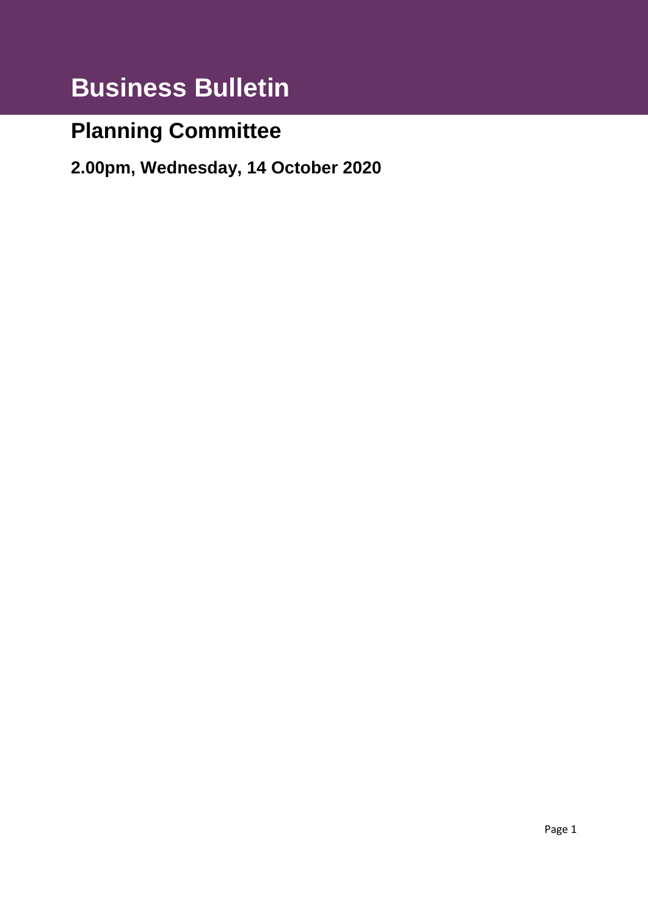# Business Bulletin

## Planning Committee

### 2.00pm, Wednesday, 14 October 2020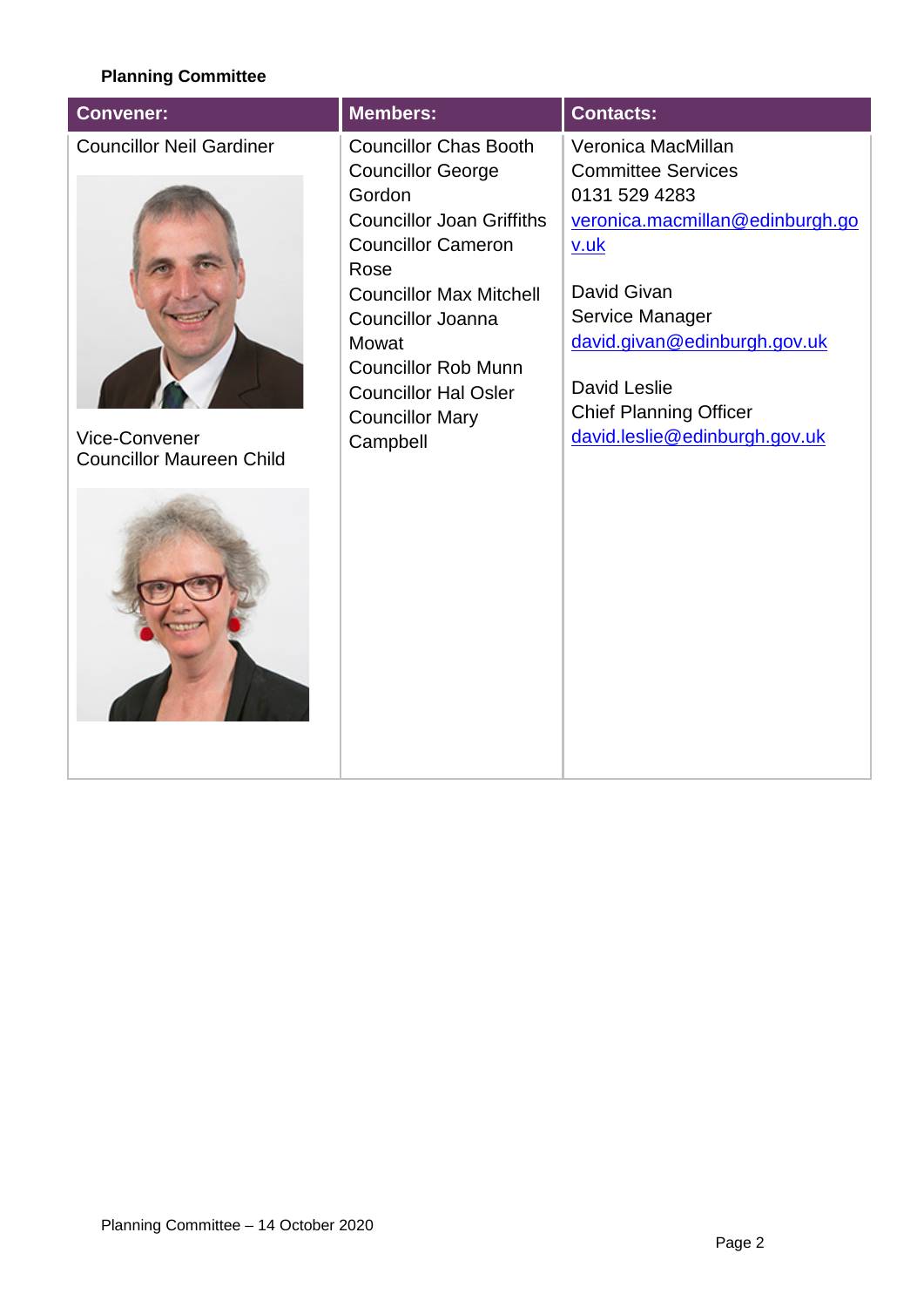**Planning Committee**

| Convener: | Members: | Contacts: |
|---|---|---|
| Councillor Neil Gardiner<br><br>Vice-Convener<br>Councillor Maureen Child | Councillor Chas Booth<br>Councillor George Gordon<br>Councillor Joan Griffiths<br>Councillor Cameron Rose<br>Councillor Max Mitchell<br>Councillor Joanna Mowat<br>Councillor Rob Munn<br>Councillor Hal Osler<br>Councillor Mary Campbell | Veronica MacMillan<br>Committee Services<br>0131 529 4283<br>veronica.macmillan@edinburgh.gov.uk<br><br>David Givan<br>Service Manager<br>david.givan@edinburgh.gov.uk<br><br>David Leslie<br>Chief Planning Officer<br>david.leslie@edinburgh.gov.uk |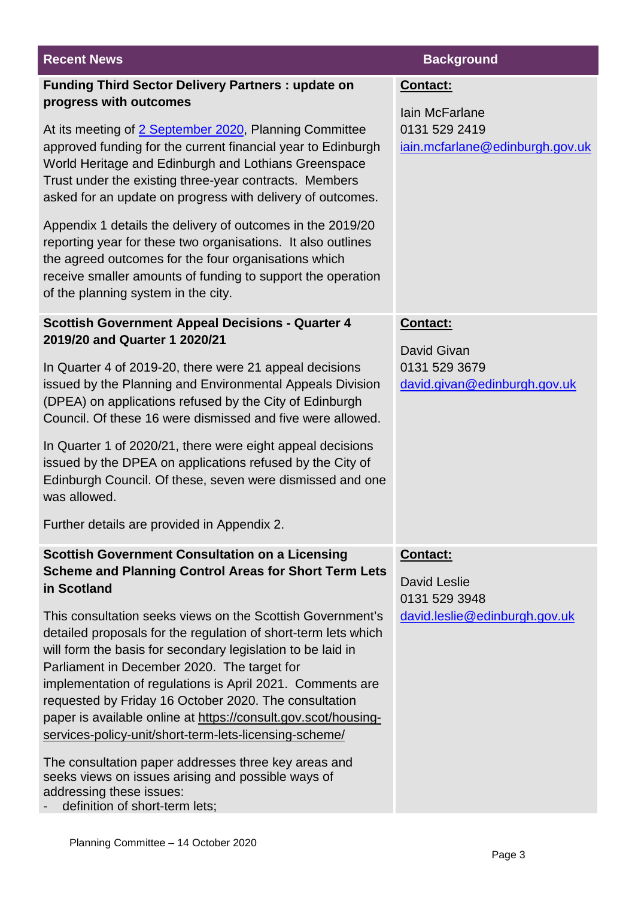| Recent News | Background |
| --- | --- |
| **Funding Third Sector Delivery Partners : update on progress with outcomes**<br><br>At its meeting of 2 September 2020, Planning Committee approved funding for the current financial year to Edinburgh World Heritage and Edinburgh and Lothians Greenspace Trust under the existing three-year contracts. Members asked for an update on progress with delivery of outcomes.<br><br>Appendix 1 details the delivery of outcomes in the 2019/20 reporting year for these two organisations. It also outlines the agreed outcomes for the four organisations which receive smaller amounts of funding to support the operation of the planning system in the city. | **Contact:**<br><br>Iain McFarlane<br>0131 529 2419<br>iain.mcfarlane@edinburgh.gov.uk |
| **Scottish Government Appeal Decisions - Quarter 4 2019/20 and Quarter 1 2020/21**<br><br>In Quarter 4 of 2019-20, there were 21 appeal decisions issued by the Planning and Environmental Appeals Division (DPEA) on applications refused by the City of Edinburgh Council. Of these 16 were dismissed and five were allowed.<br><br>In Quarter 1 of 2020/21, there were eight appeal decisions issued by the DPEA on applications refused by the City of Edinburgh Council. Of these, seven were dismissed and one was allowed.<br><br>Further details are provided in Appendix 2. | **Contact:**<br><br>David Givan<br>0131 529 3679<br>david.givan@edinburgh.gov.uk |
| **Scottish Government Consultation on a Licensing Scheme and Planning Control Areas for Short Term Lets in Scotland**<br><br>This consultation seeks views on the Scottish Government's detailed proposals for the regulation of short-term lets which will form the basis for secondary legislation to be laid in Parliament in December 2020. The target for implementation of regulations is April 2021. Comments are requested by Friday 16 October 2020. The consultation paper is available online at https://consult.gov.scot/housing-services-policy-unit/short-term-lets-licensing-scheme/<br><br>The consultation paper addresses three key areas and seeks views on issues arising and possible ways of addressing these issues:<br>- definition of short-term lets; | **Contact:**<br><br>David Leslie<br>0131 529 3948<br>david.leslie@edinburgh.gov.uk |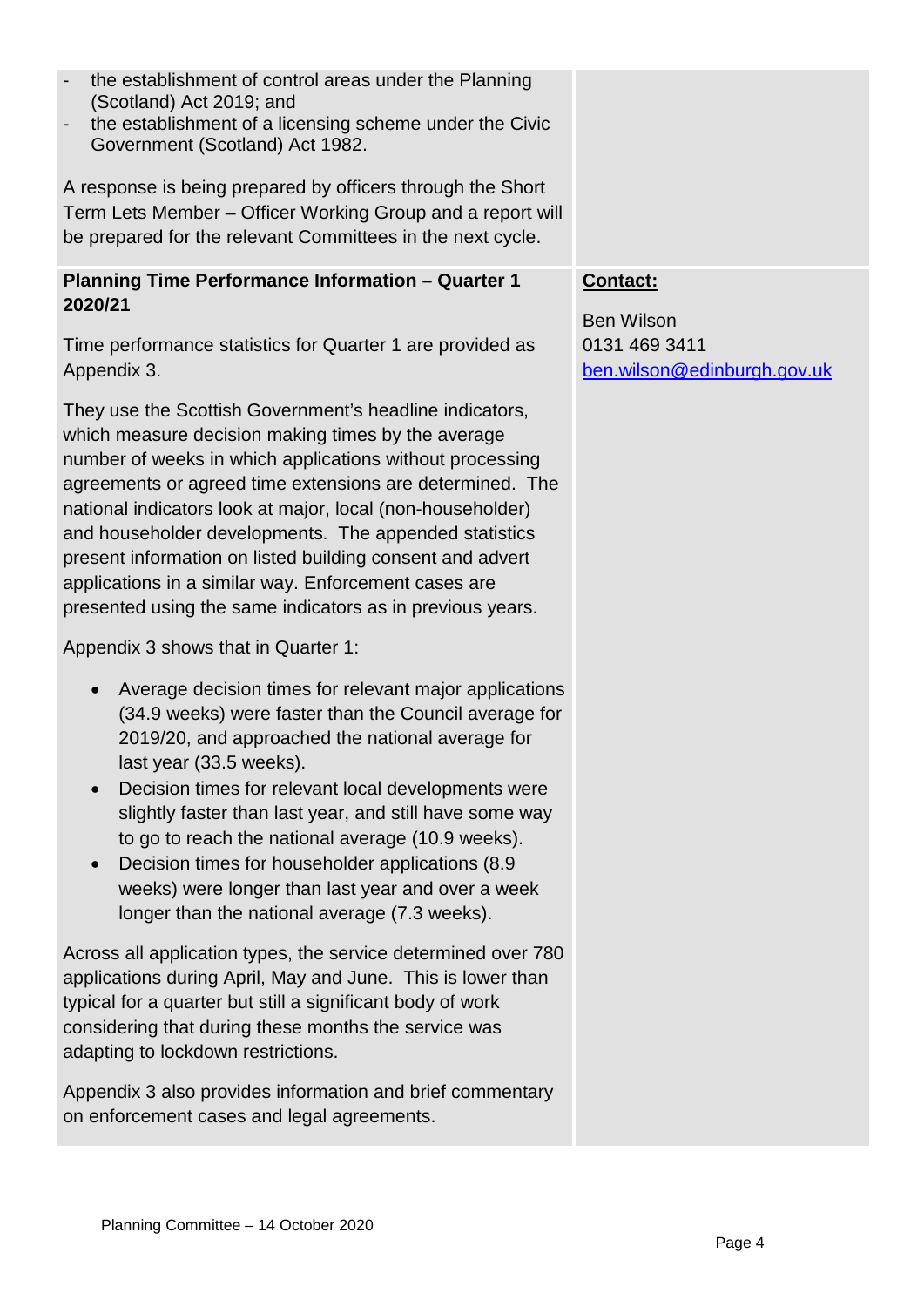- the establishment of control areas under the Planning (Scotland) Act 2019; and
- the establishment of a licensing scheme under the Civic Government (Scotland) Act 1982.

A response is being prepared by officers through the Short Term Lets Member – Officer Working Group and a report will be prepared for the relevant Committees in the next cycle.

**Planning Time Performance Information – Quarter 1 2020/21**

**Contact:**

Ben Wilson
0131 469 3411
ben.wilson@edinburgh.gov.uk

Time performance statistics for Quarter 1 are provided as Appendix 3.

They use the Scottish Government's headline indicators, which measure decision making times by the average number of weeks in which applications without processing agreements or agreed time extensions are determined. The national indicators look at major, local (non-householder) and householder developments. The appended statistics present information on listed building consent and advert applications in a similar way. Enforcement cases are presented using the same indicators as in previous years.

Appendix 3 shows that in Quarter 1:

- Average decision times for relevant major applications (34.9 weeks) were faster than the Council average for 2019/20, and approached the national average for last year (33.5 weeks).
- Decision times for relevant local developments were slightly faster than last year, and still have some way to go to reach the national average (10.9 weeks).
- Decision times for householder applications (8.9 weeks) were longer than last year and over a week longer than the national average (7.3 weeks).

Across all application types, the service determined over 780 applications during April, May and June. This is lower than typical for a quarter but still a significant body of work considering that during these months the service was adapting to lockdown restrictions.

Appendix 3 also provides information and brief commentary on enforcement cases and legal agreements.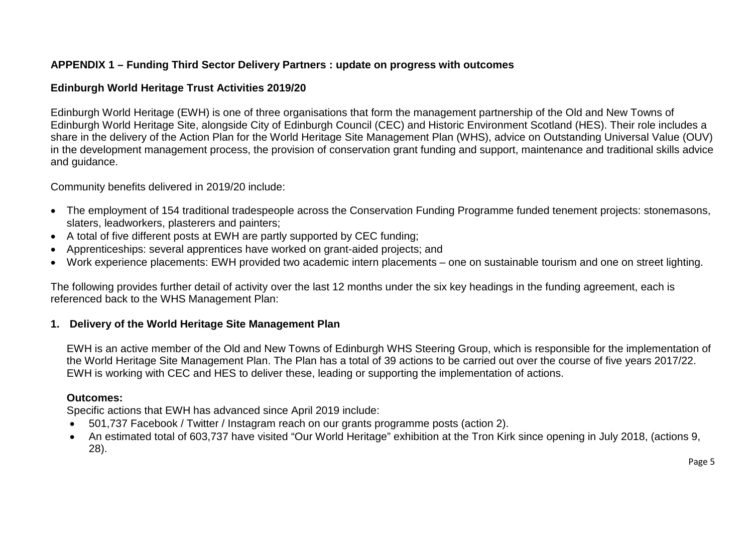## APPENDIX 1 – Funding Third Sector Delivery Partners : update on progress with outcomes

### Edinburgh World Heritage Trust Activities 2019/20

Edinburgh World Heritage (EWH) is one of three organisations that form the management partnership of the Old and New Towns of Edinburgh World Heritage Site, alongside City of Edinburgh Council (CEC) and Historic Environment Scotland (HES). Their role includes a share in the delivery of the Action Plan for the World Heritage Site Management Plan (WHS), advice on Outstanding Universal Value (OUV) in the development management process, the provision of conservation grant funding and support, maintenance and traditional skills advice and guidance.

Community benefits delivered in 2019/20 include:

- The employment of 154 traditional tradespeople across the Conservation Funding Programme funded tenement projects: stonemasons, slaters, leadworkers, plasterers and painters;
- A total of five different posts at EWH are partly supported by CEC funding;
- Apprenticeships: several apprentices have worked on grant-aided projects; and
- Work experience placements: EWH provided two academic intern placements – one on sustainable tourism and one on street lighting.

The following provides further detail of activity over the last 12 months under the six key headings in the funding agreement, each is referenced back to the WHS Management Plan:

### 1. Delivery of the World Heritage Site Management Plan

EWH is an active member of the Old and New Towns of Edinburgh WHS Steering Group, which is responsible for the implementation of the World Heritage Site Management Plan. The Plan has a total of 39 actions to be carried out over the course of five years 2017/22. EWH is working with CEC and HES to deliver these, leading or supporting the implementation of actions.

**Outcomes:**

Specific actions that EWH has advanced since April 2019 include:

- 501,737 Facebook / Twitter / Instagram reach on our grants programme posts (action 2).
- An estimated total of 603,737 have visited "Our World Heritage" exhibition at the Tron Kirk since opening in July 2018, (actions 9, 28).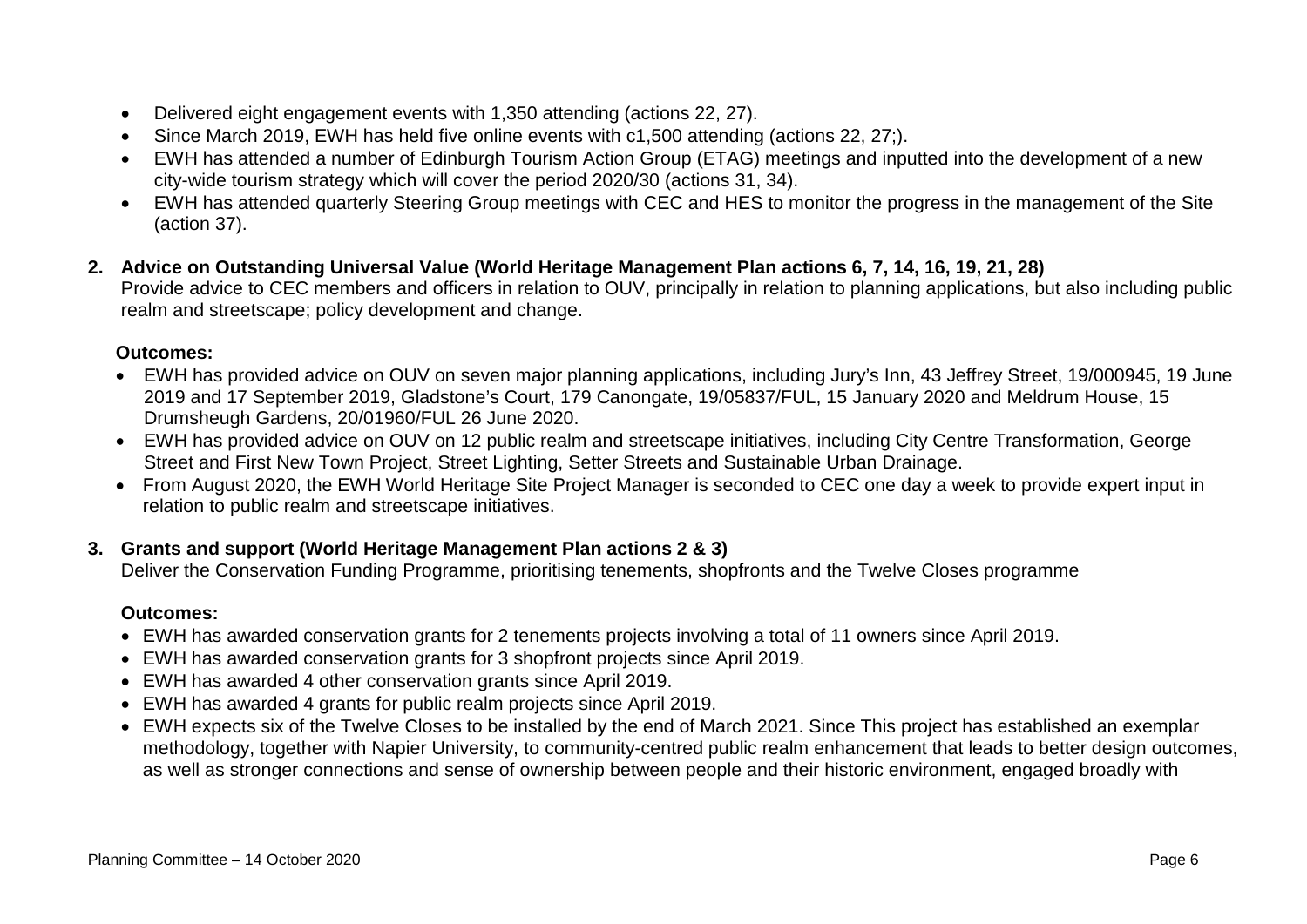- Delivered eight engagement events with 1,350 attending (actions 22, 27).
- Since March 2019, EWH has held five online events with c1,500 attending (actions 22, 27;).
- EWH has attended a number of Edinburgh Tourism Action Group (ETAG) meetings and inputted into the development of a new city-wide tourism strategy which will cover the period 2020/30 (actions 31, 34).
- EWH has attended quarterly Steering Group meetings with CEC and HES to monitor the progress in the management of the Site (action 37).

**2. Advice on Outstanding Universal Value (World Heritage Management Plan actions 6, 7, 14, 16, 19, 21, 28)**

Provide advice to CEC members and officers in relation to OUV, principally in relation to planning applications, but also including public realm and streetscape; policy development and change.

**Outcomes:**

- EWH has provided advice on OUV on seven major planning applications, including Jury's Inn, 43 Jeffrey Street, 19/000945, 19 June 2019 and 17 September 2019, Gladstone's Court, 179 Canongate, 19/05837/FUL, 15 January 2020 and Meldrum House, 15 Drumsheugh Gardens, 20/01960/FUL 26 June 2020.
- EWH has provided advice on OUV on 12 public realm and streetscape initiatives, including City Centre Transformation, George Street and First New Town Project, Street Lighting, Setter Streets and Sustainable Urban Drainage.
- From August 2020, the EWH World Heritage Site Project Manager is seconded to CEC one day a week to provide expert input in relation to public realm and streetscape initiatives.

**3. Grants and support (World Heritage Management Plan actions 2 & 3)**

Deliver the Conservation Funding Programme, prioritising tenements, shopfronts and the Twelve Closes programme

**Outcomes:**

- EWH has awarded conservation grants for 2 tenements projects involving a total of 11 owners since April 2019.
- EWH has awarded conservation grants for 3 shopfront projects since April 2019.
- EWH has awarded 4 other conservation grants since April 2019.
- EWH has awarded 4 grants for public realm projects since April 2019.
- EWH expects six of the Twelve Closes to be installed by the end of March 2021. Since This project has established an exemplar methodology, together with Napier University, to community-centred public realm enhancement that leads to better design outcomes, as well as stronger connections and sense of ownership between people and their historic environment, engaged broadly with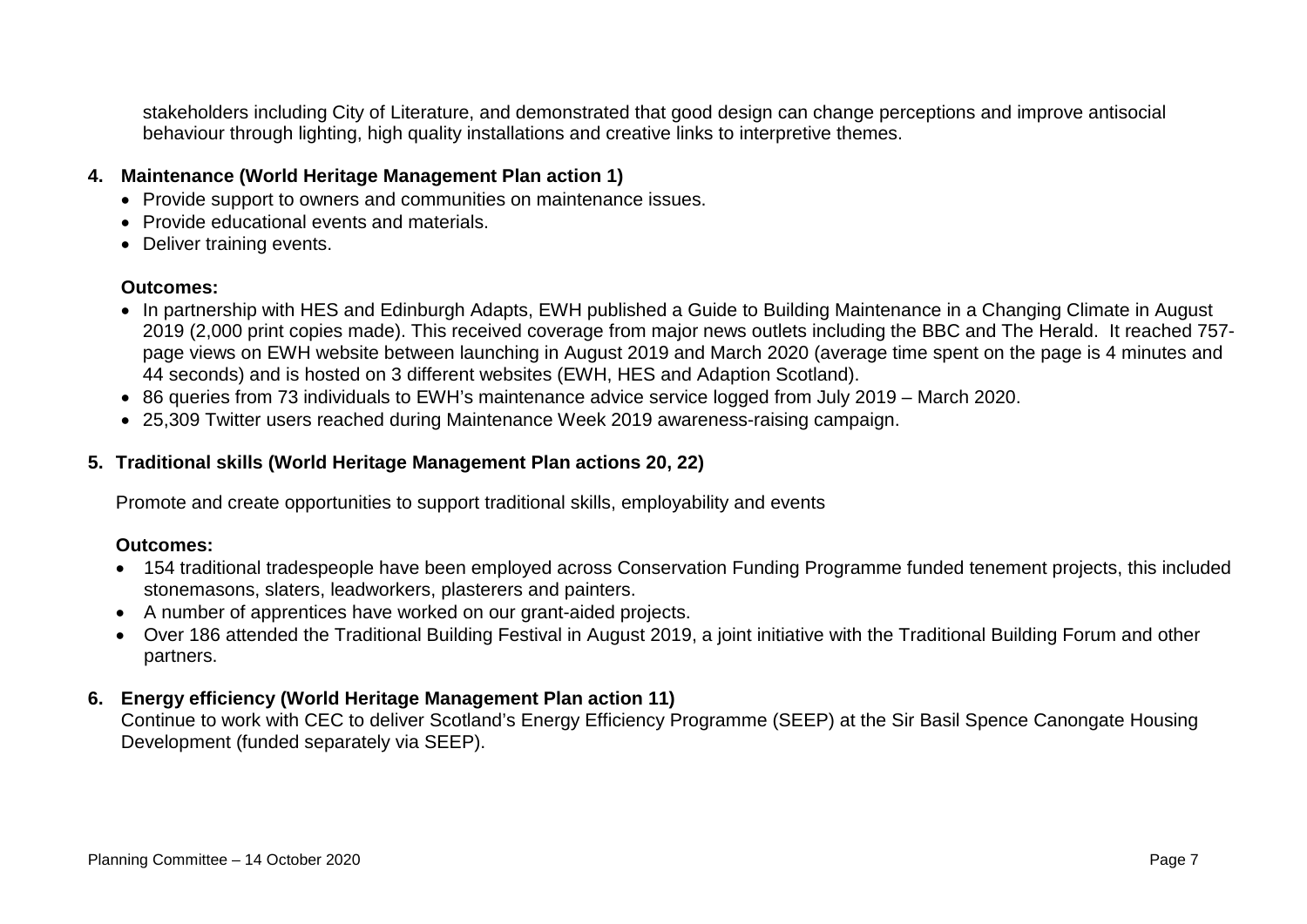stakeholders including City of Literature, and demonstrated that good design can change perceptions and improve antisocial behaviour through lighting, high quality installations and creative links to interpretive themes.

**4. Maintenance (World Heritage Management Plan action 1)**

- Provide support to owners and communities on maintenance issues.
- Provide educational events and materials.
- Deliver training events.

**Outcomes:**

- In partnership with HES and Edinburgh Adapts, EWH published a Guide to Building Maintenance in a Changing Climate in August 2019 (2,000 print copies made). This received coverage from major news outlets including the BBC and The Herald. It reached 757-page views on EWH website between launching in August 2019 and March 2020 (average time spent on the page is 4 minutes and 44 seconds) and is hosted on 3 different websites (EWH, HES and Adaption Scotland).
- 86 queries from 73 individuals to EWH's maintenance advice service logged from July 2019 – March 2020.
- 25,309 Twitter users reached during Maintenance Week 2019 awareness-raising campaign.

**5. Traditional skills (World Heritage Management Plan actions 20, 22)**

Promote and create opportunities to support traditional skills, employability and events

**Outcomes:**

- 154 traditional tradespeople have been employed across Conservation Funding Programme funded tenement projects, this included stonemasons, slaters, leadworkers, plasterers and painters.
- A number of apprentices have worked on our grant-aided projects.
- Over 186 attended the Traditional Building Festival in August 2019, a joint initiative with the Traditional Building Forum and other partners.

**6. Energy efficiency (World Heritage Management Plan action 11)**

Continue to work with CEC to deliver Scotland's Energy Efficiency Programme (SEEP) at the Sir Basil Spence Canongate Housing Development (funded separately via SEEP).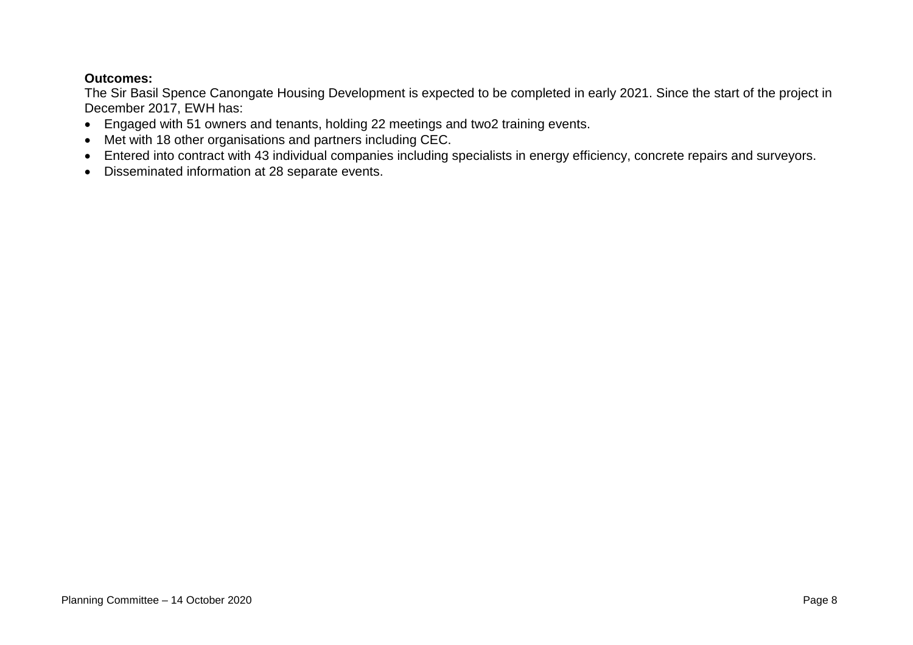**Outcomes:**

The Sir Basil Spence Canongate Housing Development is expected to be completed in early 2021. Since the start of the project in December 2017, EWH has:

- Engaged with 51 owners and tenants, holding 22 meetings and two2 training events.
- Met with 18 other organisations and partners including CEC.
- Entered into contract with 43 individual companies including specialists in energy efficiency, concrete repairs and surveyors.
- Disseminated information at 28 separate events.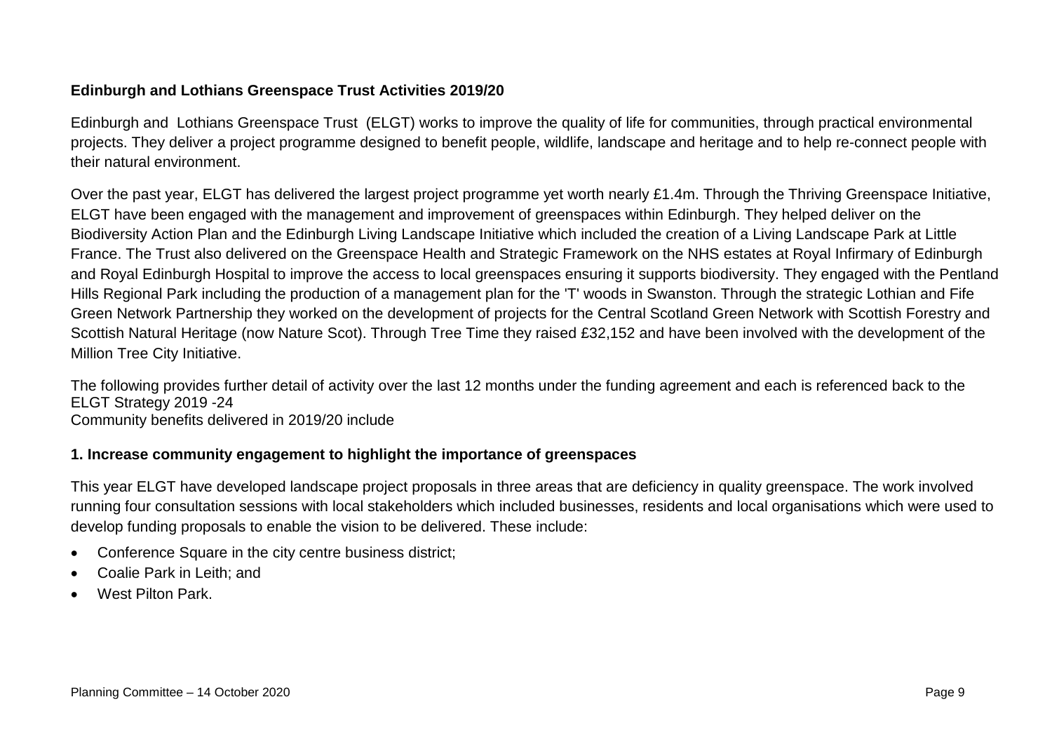**Edinburgh and Lothians Greenspace Trust Activities 2019/20**

Edinburgh and Lothians Greenspace Trust (ELGT) works to improve the quality of life for communities, through practical environmental projects. They deliver a project programme designed to benefit people, wildlife, landscape and heritage and to help re-connect people with their natural environment.

Over the past year, ELGT has delivered the largest project programme yet worth nearly £1.4m. Through the Thriving Greenspace Initiative, ELGT have been engaged with the management and improvement of greenspaces within Edinburgh. They helped deliver on the Biodiversity Action Plan and the Edinburgh Living Landscape Initiative which included the creation of a Living Landscape Park at Little France. The Trust also delivered on the Greenspace Health and Strategic Framework on the NHS estates at Royal Infirmary of Edinburgh and Royal Edinburgh Hospital to improve the access to local greenspaces ensuring it supports biodiversity. They engaged with the Pentland Hills Regional Park including the production of a management plan for the 'T' woods in Swanston. Through the strategic Lothian and Fife Green Network Partnership they worked on the development of projects for the Central Scotland Green Network with Scottish Forestry and Scottish Natural Heritage (now Nature Scot). Through Tree Time they raised £32,152 and have been involved with the development of the Million Tree City Initiative.

The following provides further detail of activity over the last 12 months under the funding agreement and each is referenced back to the ELGT Strategy 2019 -24
Community benefits delivered in 2019/20 include

**1. Increase community engagement to highlight the importance of greenspaces**

This year ELGT have developed landscape project proposals in three areas that are deficiency in quality greenspace. The work involved running four consultation sessions with local stakeholders which included businesses, residents and local organisations which were used to develop funding proposals to enable the vision to be delivered. These include:

- Conference Square in the city centre business district;
- Coalie Park in Leith; and
- West Pilton Park.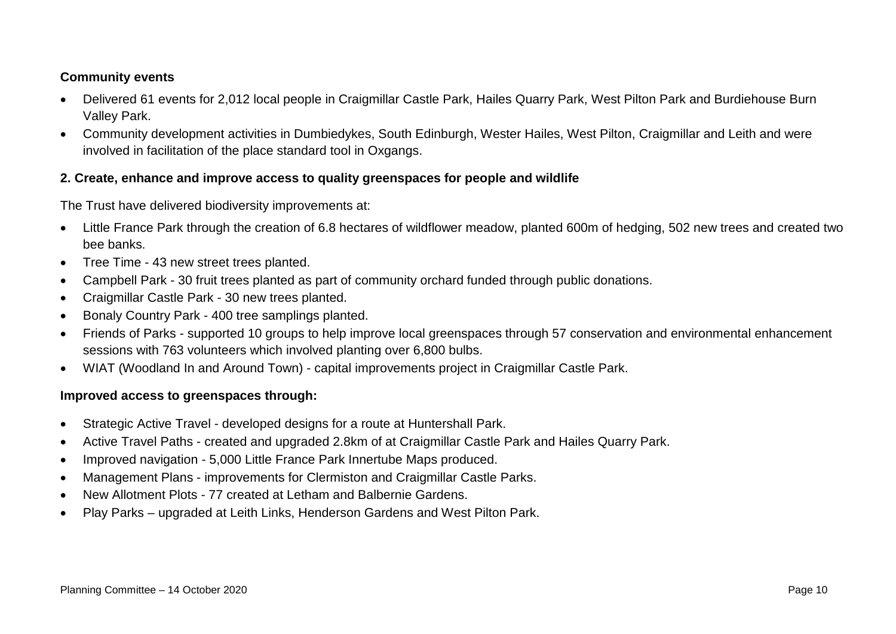**Community events**

- Delivered 61 events for 2,012 local people in Craigmillar Castle Park, Hailes Quarry Park, West Pilton Park and Burdiehouse Burn Valley Park.
- Community development activities in Dumbiedykes, South Edinburgh, Wester Hailes, West Pilton, Craigmillar and Leith and were involved in facilitation of the place standard tool in Oxgangs.

**2. Create, enhance and improve access to quality greenspaces for people and wildlife**

The Trust have delivered biodiversity improvements at:

- Little France Park through the creation of 6.8 hectares of wildflower meadow, planted 600m of hedging, 502 new trees and created two bee banks.
- Tree Time - 43 new street trees planted.
- Campbell Park - 30 fruit trees planted as part of community orchard funded through public donations.
- Craigmillar Castle Park - 30 new trees planted.
- Bonaly Country Park - 400 tree samplings planted.
- Friends of Parks - supported 10 groups to help improve local greenspaces through 57 conservation and environmental enhancement sessions with 763 volunteers which involved planting over 6,800 bulbs.
- WIAT (Woodland In and Around Town) - capital improvements project in Craigmillar Castle Park.

**Improved access to greenspaces through:**

- Strategic Active Travel - developed designs for a route at Huntershall Park.
- Active Travel Paths - created and upgraded 2.8km of at Craigmillar Castle Park and Hailes Quarry Park.
- Improved navigation - 5,000 Little France Park Innertube Maps produced.
- Management Plans - improvements for Clermiston and Craigmillar Castle Parks.
- New Allotment Plots - 77 created at Letham and Balbernie Gardens.
- Play Parks – upgraded at Leith Links, Henderson Gardens and West Pilton Park.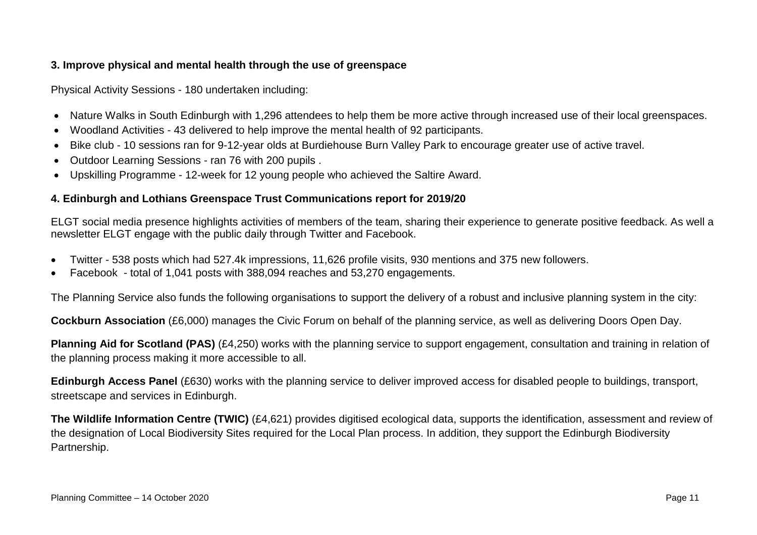**3. Improve physical and mental health through the use of greenspace**

Physical Activity Sessions - 180 undertaken including:

- Nature Walks in South Edinburgh with 1,296 attendees to help them be more active through increased use of their local greenspaces.
- Woodland Activities - 43 delivered to help improve the mental health of 92 participants.
- Bike club - 10 sessions ran for 9-12-year olds at Burdiehouse Burn Valley Park to encourage greater use of active travel.
- Outdoor Learning Sessions - ran 76 with 200 pupils .
- Upskilling Programme - 12-week for 12 young people who achieved the Saltire Award.

**4. Edinburgh and Lothians Greenspace Trust Communications report for 2019/20**

ELGT social media presence highlights activities of members of the team, sharing their experience to generate positive feedback. As well a newsletter ELGT engage with the public daily through Twitter and Facebook.

- Twitter - 538 posts which had 527.4k impressions, 11,626 profile visits, 930 mentions and 375 new followers.
- Facebook - total of 1,041 posts with 388,094 reaches and 53,270 engagements.

The Planning Service also funds the following organisations to support the delivery of a robust and inclusive planning system in the city:

**Cockburn Association** (£6,000) manages the Civic Forum on behalf of the planning service, as well as delivering Doors Open Day.

**Planning Aid for Scotland (PAS)** (£4,250) works with the planning service to support engagement, consultation and training in relation of the planning process making it more accessible to all.

**Edinburgh Access Panel** (£630) works with the planning service to deliver improved access for disabled people to buildings, transport, streetscape and services in Edinburgh.

**The Wildlife Information Centre (TWIC)** (£4,621) provides digitised ecological data, supports the identification, assessment and review of the designation of Local Biodiversity Sites required for the Local Plan process. In addition, they support the Edinburgh Biodiversity Partnership.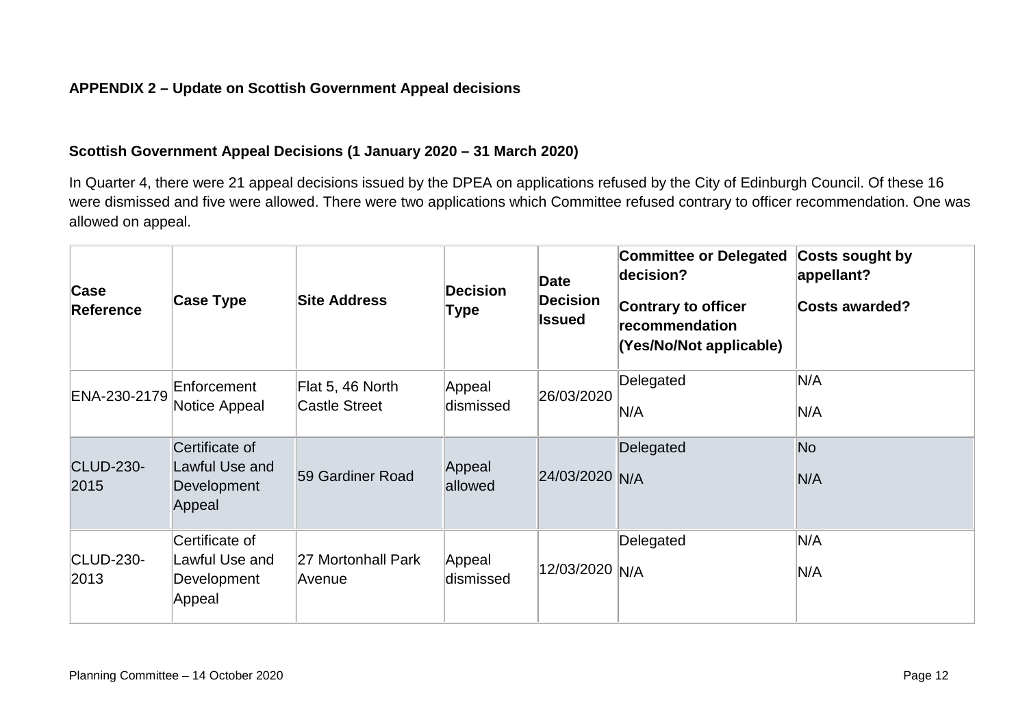**APPENDIX 2 – Update on Scottish Government Appeal decisions**

**Scottish Government Appeal Decisions (1 January 2020 – 31 March 2020)**

In Quarter 4, there were 21 appeal decisions issued by the DPEA on applications refused by the City of Edinburgh Council. Of these 16 were dismissed and five were allowed. There were two applications which Committee refused contrary to officer recommendation. One was allowed on appeal.

| Case Reference | Case Type | Site Address | Decision Type | Date Decision Issued | Committee or Delegated decision?<br>Contrary to officer recommendation (Yes/No/Not applicable) | Costs sought by appellant?<br>Costs awarded? |
|---|---|---|---|---|---|---|
| ENA-230-2179 | Enforcement Notice Appeal | Flat 5, 46 North Castle Street | Appeal dismissed | 26/03/2020 | Delegated<br>N/A | N/A<br>N/A |
| CLUD-230-2015 | Certificate of Lawful Use and Development Appeal | 59 Gardiner Road | Appeal allowed | 24/03/2020 | Delegated<br>N/A | No<br>N/A |
| CLUD-230-2013 | Certificate of Lawful Use and Development Appeal | 27 Mortonhall Park Avenue | Appeal dismissed | 12/03/2020 | Delegated<br>N/A | N/A<br>N/A |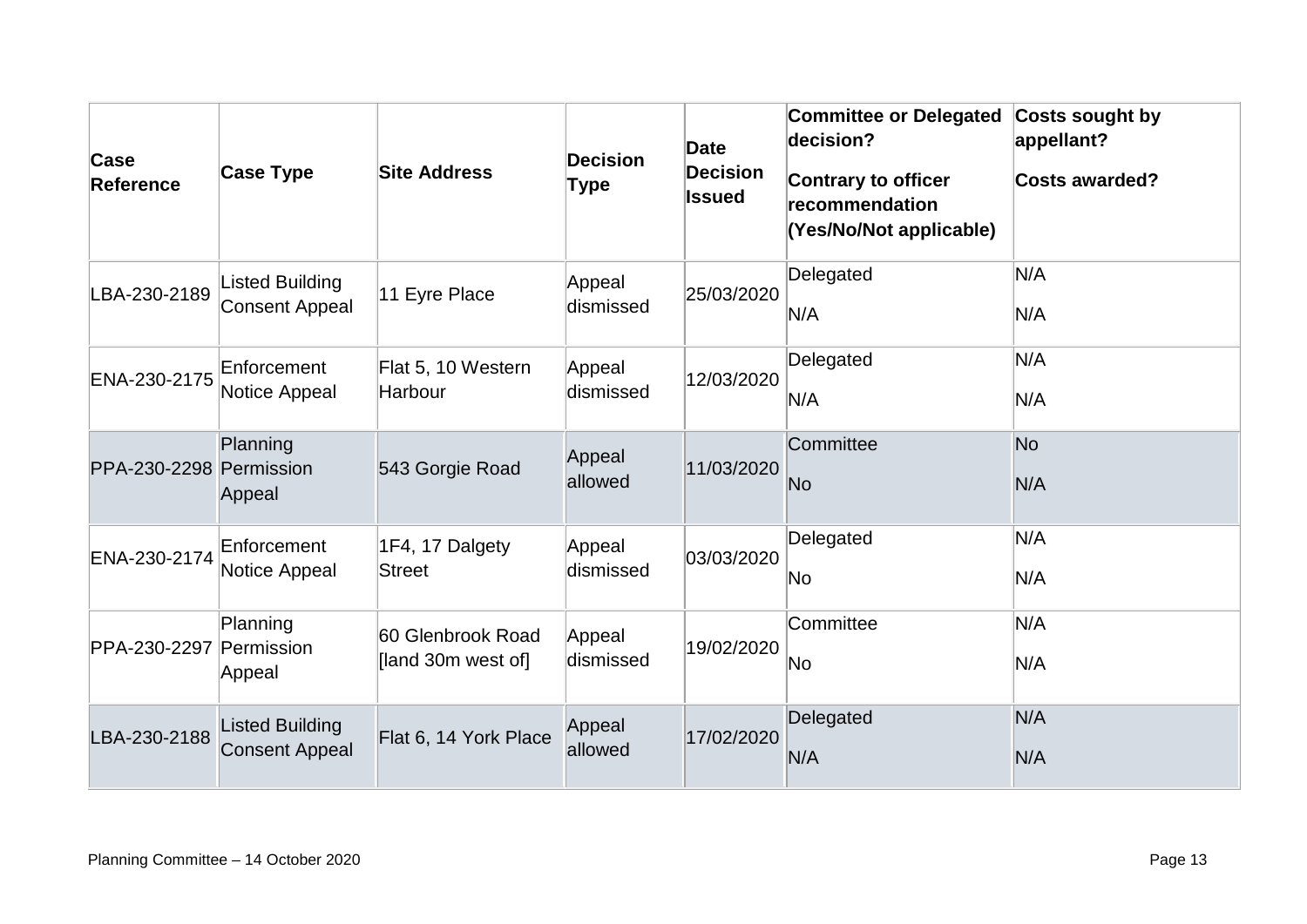| Case Reference | Case Type | Site Address | Decision Type | Date Decision Issued | Committee or Delegated decision? Contrary to officer recommendation (Yes/No/Not applicable) | Costs sought by appellant? Costs awarded? |
|---|---|---|---|---|---|---|
| LBA-230-2189 | Listed Building Consent Appeal | 11 Eyre Place | Appeal dismissed | 25/03/2020 | Delegated<br>N/A | N/A<br>N/A |
| ENA-230-2175 | Enforcement Notice Appeal | Flat 5, 10 Western Harbour | Appeal dismissed | 12/03/2020 | Delegated<br>N/A | N/A<br>N/A |
| PPA-230-2298 | Planning Permission Appeal | 543 Gorgie Road | Appeal allowed | 11/03/2020 | Committee<br>No | No<br>N/A |
| ENA-230-2174 | Enforcement Notice Appeal | 1F4, 17 Dalgety Street | Appeal dismissed | 03/03/2020 | Delegated<br>No | N/A<br>N/A |
| PPA-230-2297 | Planning Permission Appeal | 60 Glenbrook Road [land 30m west of] | Appeal dismissed | 19/02/2020 | Committee<br>No | N/A<br>N/A |
| LBA-230-2188 | Listed Building Consent Appeal | Flat 6, 14 York Place | Appeal allowed | 17/02/2020 | Delegated<br>N/A | N/A<br>N/A |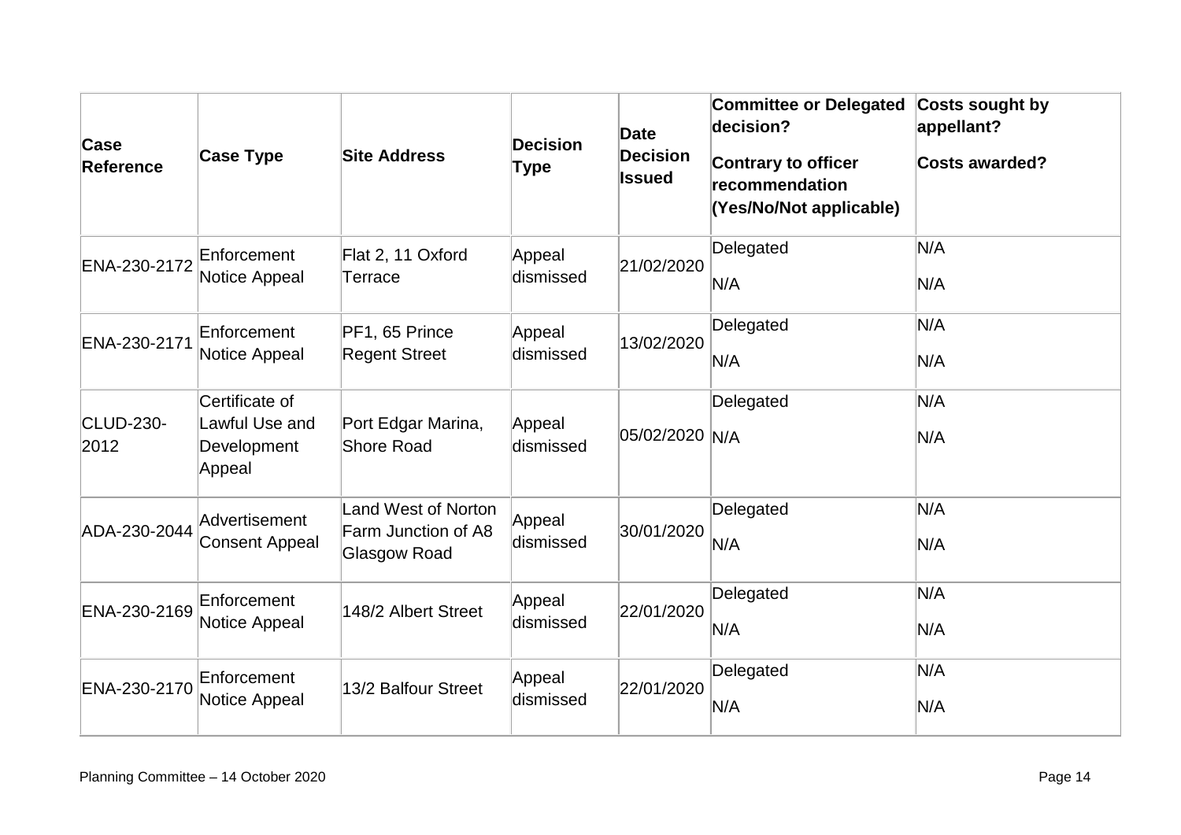| Case Reference | Case Type | Site Address | Decision Type | Date Decision Issued | Committee or Delegated decision? Contrary to officer recommendation (Yes/No/Not applicable) | Costs sought by appellant? Costs awarded? |
|---|---|---|---|---|---|---|
| ENA-230-2172 | Enforcement Notice Appeal | Flat 2, 11 Oxford Terrace | Appeal dismissed | 21/02/2020 | Delegated N/A | N/A N/A |
| ENA-230-2171 | Enforcement Notice Appeal | PF1, 65 Prince Regent Street | Appeal dismissed | 13/02/2020 | Delegated N/A | N/A N/A |
| CLUD-230-2012 | Certificate of Lawful Use and Development Appeal | Port Edgar Marina, Shore Road | Appeal dismissed | 05/02/2020 | Delegated N/A | N/A N/A |
| ADA-230-2044 | Advertisement Consent Appeal | Land West of Norton Farm Junction of A8 Glasgow Road | Appeal dismissed | 30/01/2020 | Delegated N/A | N/A N/A |
| ENA-230-2169 | Enforcement Notice Appeal | 148/2 Albert Street | Appeal dismissed | 22/01/2020 | Delegated N/A | N/A N/A |
| ENA-230-2170 | Enforcement Notice Appeal | 13/2 Balfour Street | Appeal dismissed | 22/01/2020 | Delegated N/A | N/A N/A |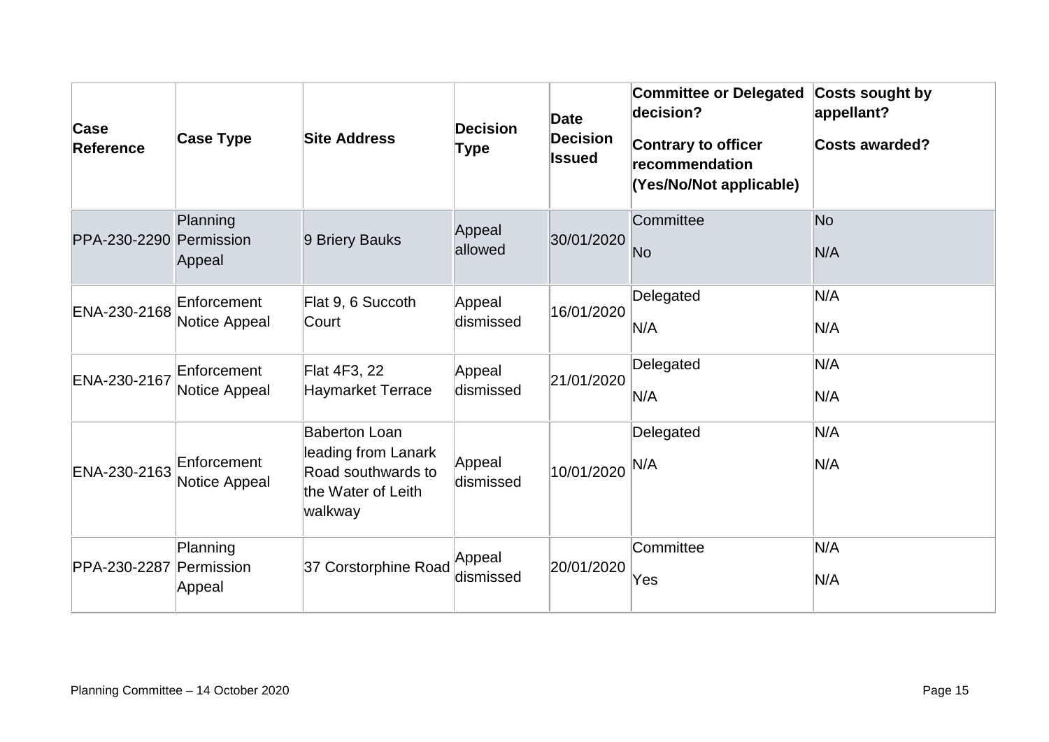| Case Reference | Case Type | Site Address | Decision Type | Date Decision Issued | Committee or Delegated decision?<br><br>Contrary to officer recommendation (Yes/No/Not applicable) | Costs sought by appellant?<br><br>Costs awarded? |
|---|---|---|---|---|---|---|
| PPA-230-2290 | Planning Permission Appeal | 9 Briery Bauks | Appeal allowed | 30/01/2020 | Committee<br><br>No | No<br><br>N/A |
| ENA-230-2168 | Enforcement Notice Appeal | Flat 9, 6 Succoth Court | Appeal dismissed | 16/01/2020 | Delegated<br><br>N/A | N/A<br><br>N/A |
| ENA-230-2167 | Enforcement Notice Appeal | Flat 4F3, 22 Haymarket Terrace | Appeal dismissed | 21/01/2020 | Delegated<br><br>N/A | N/A<br><br>N/A |
| ENA-230-2163 | Enforcement Notice Appeal | Baberton Loan leading from Lanark Road southwards to the Water of Leith walkway | Appeal dismissed | 10/01/2020 | Delegated<br><br>N/A | N/A<br><br>N/A |
| PPA-230-2287 | Planning Permission Appeal | 37 Corstorphine Road | Appeal dismissed | 20/01/2020 | Committee<br><br>Yes | N/A<br><br>N/A |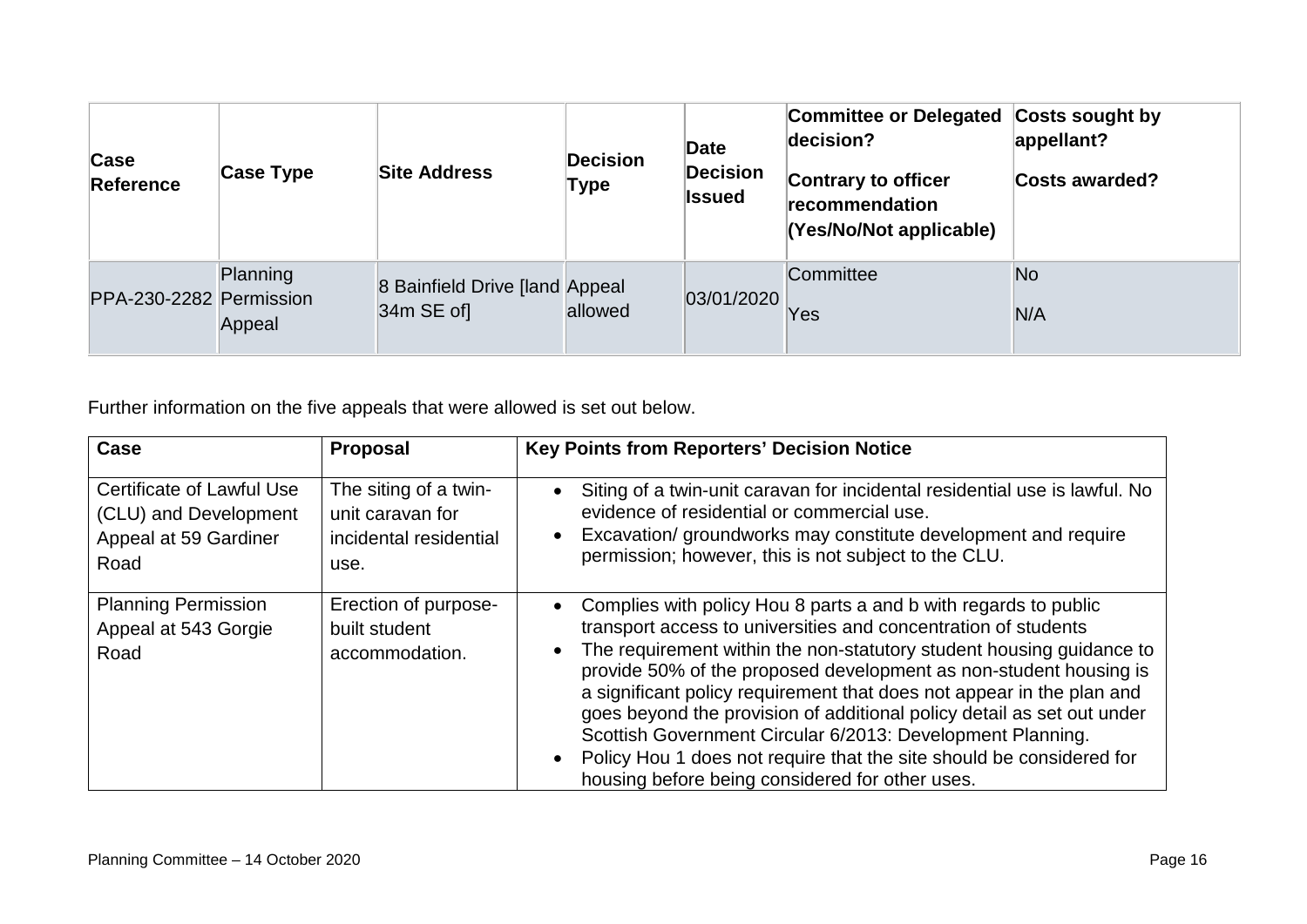| Case Reference | Case Type | Site Address | Decision Type | Date Decision Issued | Committee or Delegated decision?<br><br>Contrary to officer recommendation (Yes/No/Not applicable) | Costs sought by appellant?<br><br>Costs awarded? |
|---|---|---|---|---|---|---|
| PPA-230-2282 | Planning Permission Appeal | 8 Bainfield Drive [land 34m SE of] | Appeal allowed | 03/01/2020 | Committee<br><br>Yes | No<br><br>N/A |

Further information on the five appeals that were allowed is set out below.

| Case | Proposal | Key Points from Reporters' Decision Notice |
|---|---|---|
| Certificate of Lawful Use (CLU) and Development Appeal at 59 Gardiner Road | The siting of a twin-unit caravan for incidental residential use. | • Siting of a twin-unit caravan for incidental residential use is lawful. No evidence of residential or commercial use.<br>• Excavation/ groundworks may constitute development and require permission; however, this is not subject to the CLU. |
| Planning Permission Appeal at 543 Gorgie Road | Erection of purpose-built student accommodation. | • Complies with policy Hou 8 parts a and b with regards to public transport access to universities and concentration of students<br>• The requirement within the non-statutory student housing guidance to provide 50% of the proposed development as non-student housing is a significant policy requirement that does not appear in the plan and goes beyond the provision of additional policy detail as set out under Scottish Government Circular 6/2013: Development Planning.<br>• Policy Hou 1 does not require that the site should be considered for housing before being considered for other uses. |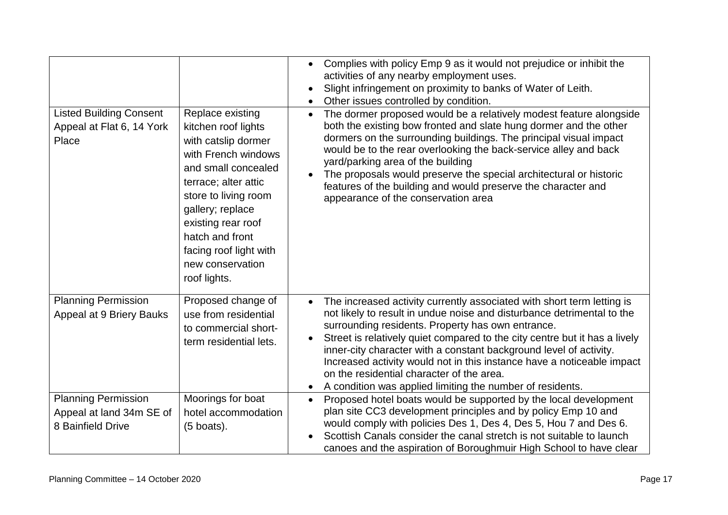| | | |
|---|---|---|
| | | • Complies with policy Emp 9 as it would not prejudice or inhibit the activities of any nearby employment uses.<br>• Slight infringement on proximity to banks of Water of Leith.<br>• Other issues controlled by condition. |
| Listed Building Consent Appeal at Flat 6, 14 York Place | Replace existing kitchen roof lights with catslip dormer with French windows and small concealed terrace; alter attic store to living room gallery; replace existing rear roof hatch and front facing roof light with new conservation roof lights. | • The dormer proposed would be a relatively modest feature alongside both the existing bow fronted and slate hung dormer and the other dormers on the surrounding buildings. The principal visual impact would be to the rear overlooking the back-service alley and back yard/parking area of the building<br>• The proposals would preserve the special architectural or historic features of the building and would preserve the character and appearance of the conservation area |
| Planning Permission Appeal at 9 Briery Bauks | Proposed change of use from residential to commercial short-term residential lets. | • The increased activity currently associated with short term letting is not likely to result in undue noise and disturbance detrimental to the surrounding residents. Property has own entrance.<br>• Street is relatively quiet compared to the city centre but it has a lively inner-city character with a constant background level of activity. Increased activity would not in this instance have a noticeable impact on the residential character of the area.<br>• A condition was applied limiting the number of residents. |
| Planning Permission Appeal at land 34m SE of 8 Bainfield Drive | Moorings for boat hotel accommodation (5 boats). | • Proposed hotel boats would be supported by the local development plan site CC3 development principles and by policy Emp 10 and would comply with policies Des 1, Des 4, Des 5, Hou 7 and Des 6.<br>• Scottish Canals consider the canal stretch is not suitable to launch canoes and the aspiration of Boroughmuir High School to have clear |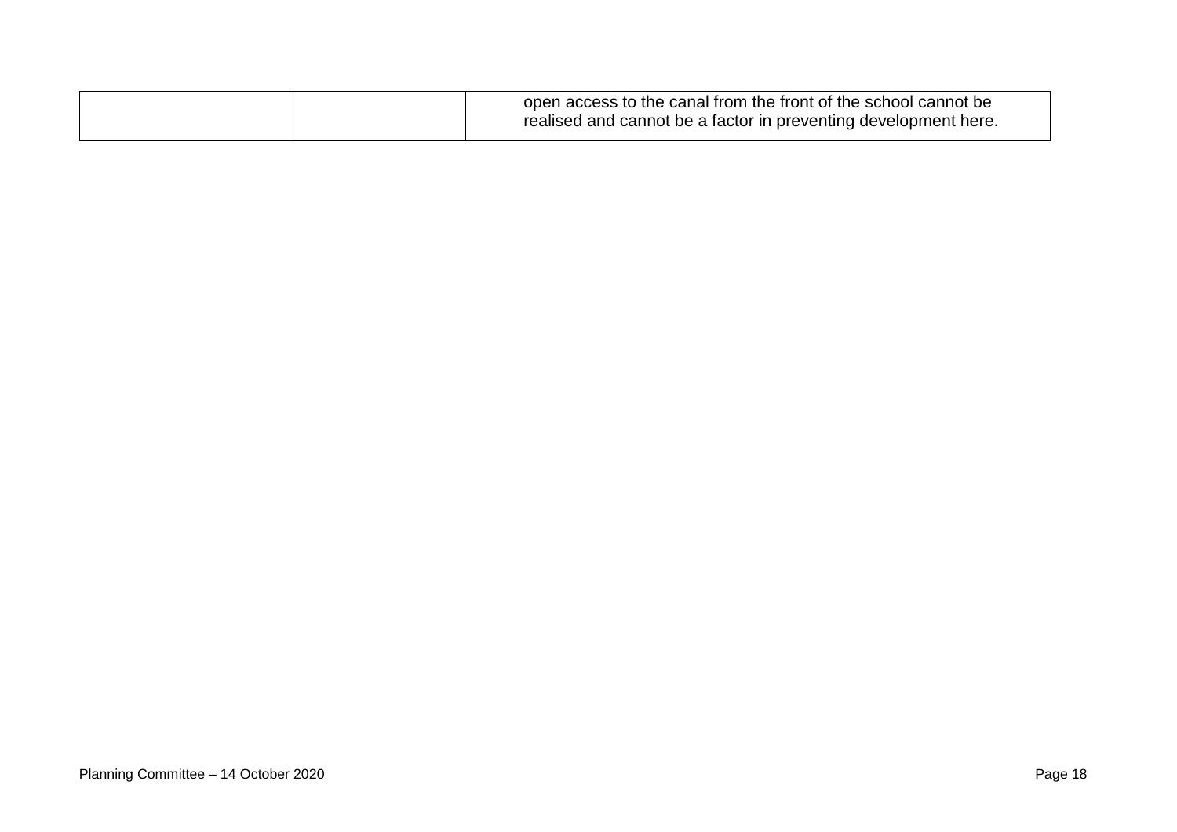| | | |
|---|---|---|
| | | open access to the canal from the front of the school cannot be realised and cannot be a factor in preventing development here. |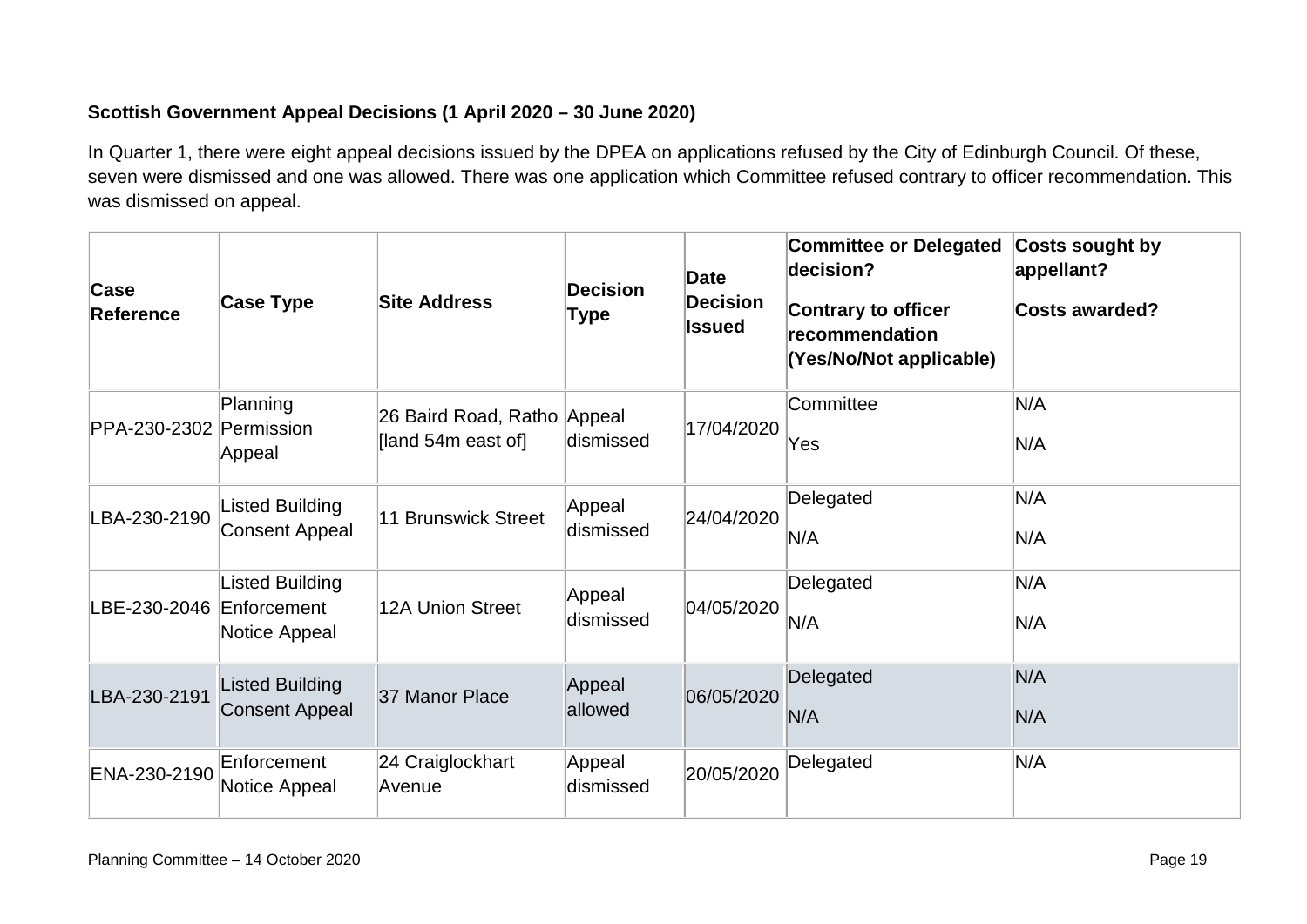**Scottish Government Appeal Decisions (1 April 2020 – 30 June 2020)**

In Quarter 1, there were eight appeal decisions issued by the DPEA on applications refused by the City of Edinburgh Council. Of these, seven were dismissed and one was allowed. There was one application which Committee refused contrary to officer recommendation. This was dismissed on appeal.

| Case Reference | Case Type | Site Address | Decision Type | Date Decision Issued | Committee or Delegated decision?<br>Contrary to officer recommendation (Yes/No/Not applicable) | Costs sought by appellant?<br>Costs awarded? |
|---|---|---|---|---|---|---|
| PPA-230-2302 | Planning Permission Appeal | 26 Baird Road, Ratho [land 54m east of] | Appeal dismissed | 17/04/2020 | Committee<br>Yes | N/A<br>N/A |
| LBA-230-2190 | Listed Building Consent Appeal | 11 Brunswick Street | Appeal dismissed | 24/04/2020 | Delegated<br>N/A | N/A<br>N/A |
| LBE-230-2046 | Listed Building Enforcement Notice Appeal | 12A Union Street | Appeal dismissed | 04/05/2020 | Delegated<br>N/A | N/A<br>N/A |
| LBA-230-2191 | Listed Building Consent Appeal | 37 Manor Place | Appeal allowed | 06/05/2020 | Delegated<br>N/A | N/A<br>N/A |
| ENA-230-2190 | Enforcement Notice Appeal | 24 Craiglockhart Avenue | Appeal dismissed | 20/05/2020 | Delegated | N/A |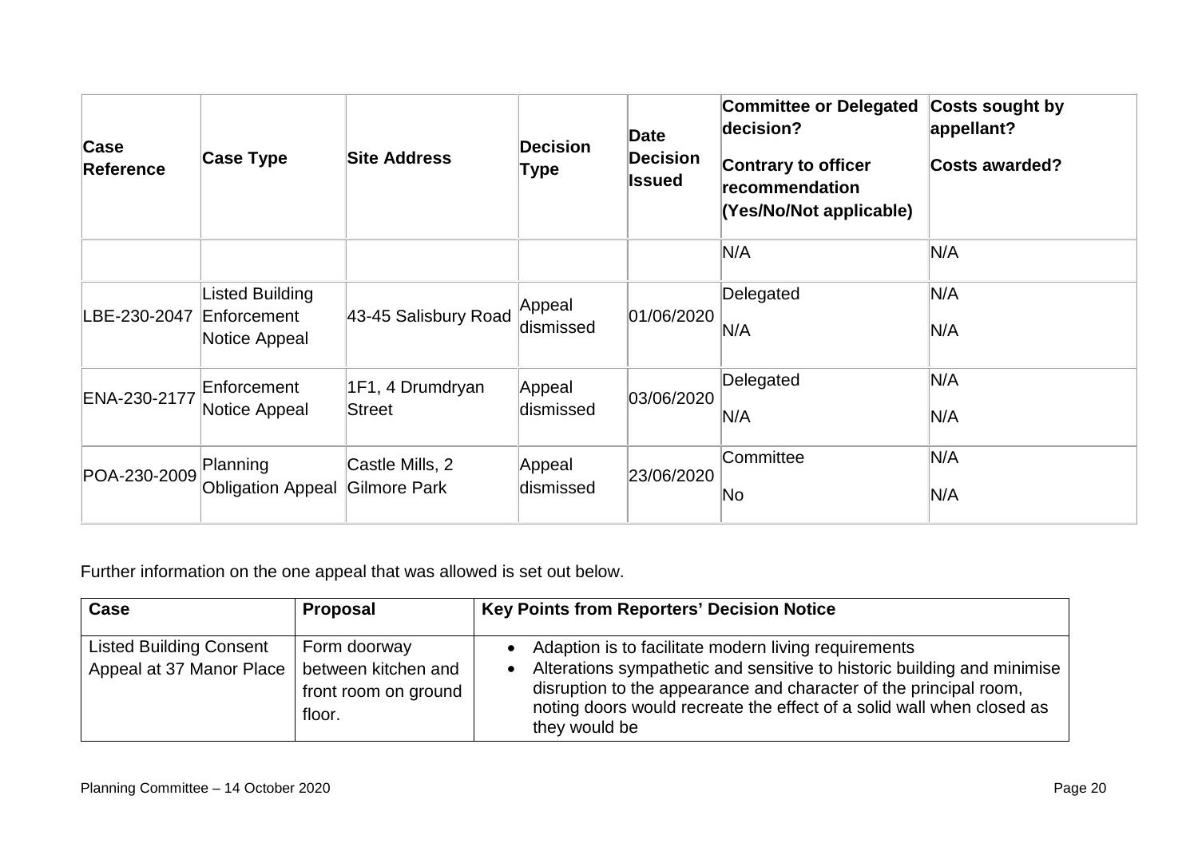| Case Reference | Case Type | Site Address | Decision Type | Date Decision Issued | Committee or Delegated decision?<br>Contrary to officer recommendation (Yes/No/Not applicable) | Costs sought by appellant?<br>Costs awarded? |
|---|---|---|---|---|---|---|
| | | | | | N/A | N/A |
| LBE-230-2047 | Listed Building Enforcement Notice Appeal | 43-45 Salisbury Road | Appeal dismissed | 01/06/2020 | Delegated<br>N/A | N/A<br>N/A |
| ENA-230-2177 | Enforcement Notice Appeal | 1F1, 4 Drumdryan Street | Appeal dismissed | 03/06/2020 | Delegated<br>N/A | N/A<br>N/A |
| POA-230-2009 | Planning Obligation Appeal | Castle Mills, 2 Gilmore Park | Appeal dismissed | 23/06/2020 | Committee<br>No | N/A<br>N/A |

Further information on the one appeal that was allowed is set out below.

| Case | Proposal | Key Points from Reporters' Decision Notice |
|---|---|---|
| Listed Building Consent Appeal at 37 Manor Place | Form doorway between kitchen and front room on ground floor. | • Adaption is to facilitate modern living requirements<br>• Alterations sympathetic and sensitive to historic building and minimise disruption to the appearance and character of the principal room, noting doors would recreate the effect of a solid wall when closed as they would be |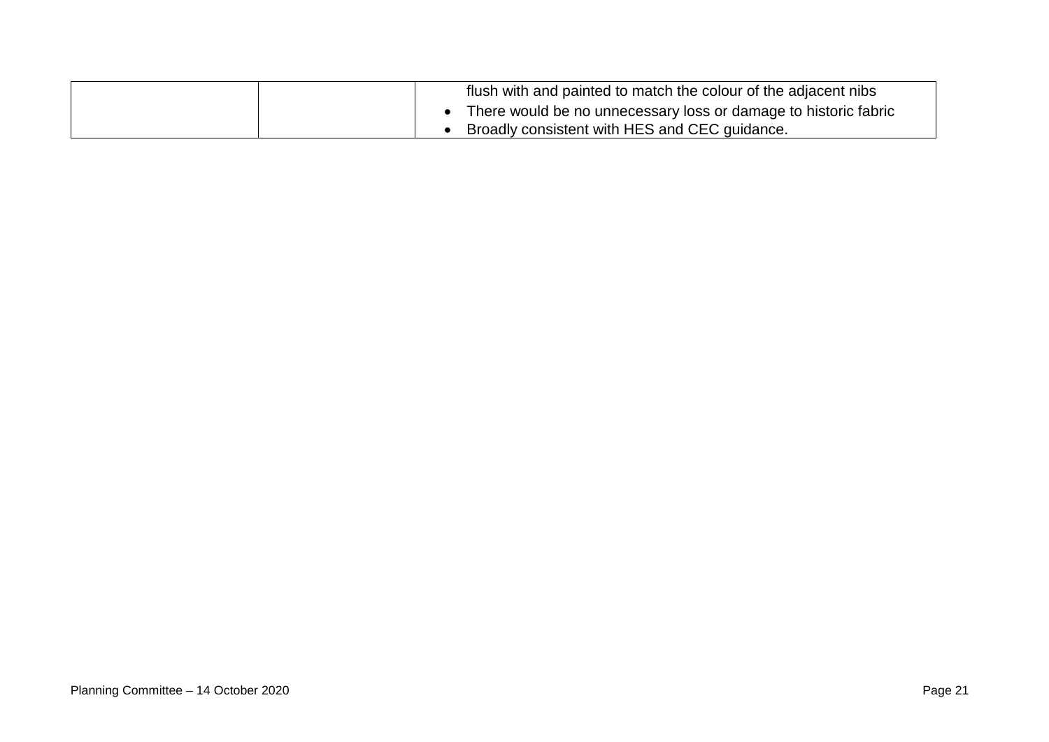| | | |
|---|---|---|
| | | flush with and painted to match the colour of the adjacent nibs<br>• There would be no unnecessary loss or damage to historic fabric<br>• Broadly consistent with HES and CEC guidance. |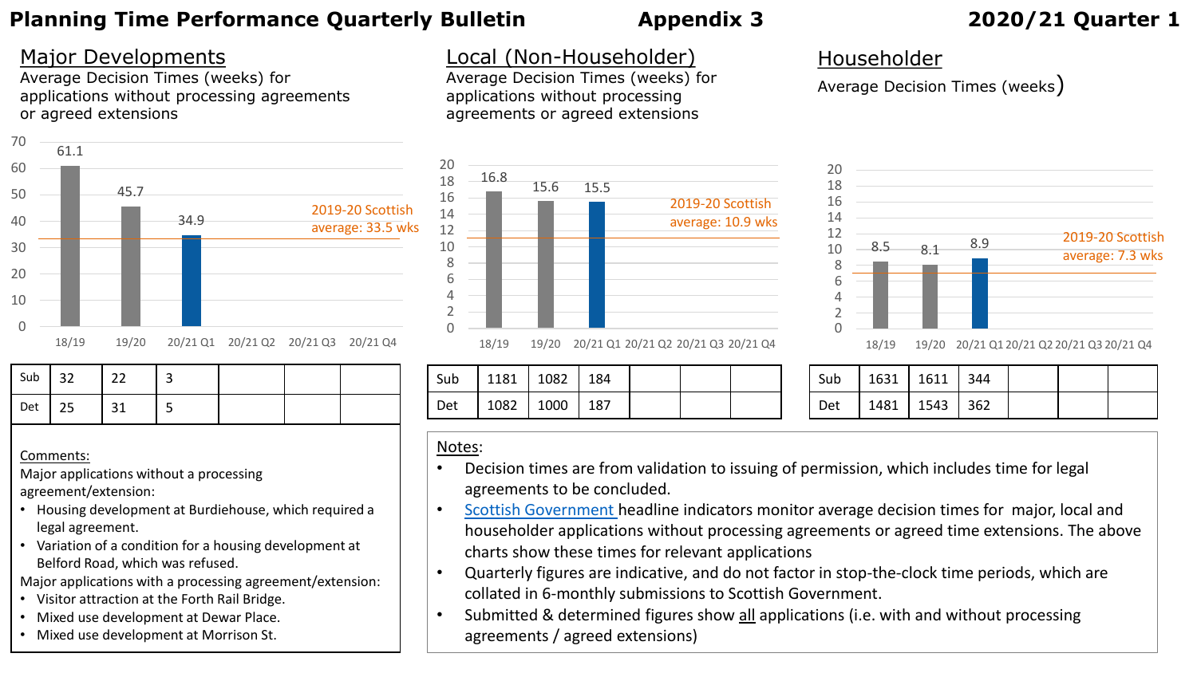# Planning Time Performance Quarterly Bulletin

**Appendix 3**

**2020/21 Quarter 1**

## Major Developments

Average Decision Times (weeks) for applications without processing agreements or agreed extensions

| | 18/19 | 19/20 | 20/21 Q1 | 20/21 Q2 | 20/21 Q3 | 20/21 Q4 |
|---|---|---|---|---|---|---|
| Average (weeks) | 61.1 | 45.7 | 34.9 | | | |

2019-20 Scottish average: 33.5 wks

| | | | | | | |
|---|---|---|---|---|---|---|
| Sub | 32 | 22 | 3 | | | |
| Det | 25 | 31 | 5 | | | |

Comments:

Major applications without a processing agreement/extension:

- Housing development at Burdiehouse, which required a legal agreement.
- Variation of a condition for a housing development at Belford Road, which was refused.

Major applications with a processing agreement/extension:

- Visitor attraction at the Forth Rail Bridge.
- Mixed use development at Dewar Place.
- Mixed use development at Morrison St.

## Local (Non-Householder)

Average Decision Times (weeks) for applications without processing agreements or agreed extensions

| | 18/19 | 19/20 | 20/21 Q1 | 20/21 Q2 | 20/21 Q3 | 20/21 Q4 |
|---|---|---|---|---|---|---|
| Average (weeks) | 16.8 | 15.6 | 15.5 | | | |

2019-20 Scottish average: 10.9 wks

| | | | | | | |
|---|---|---|---|---|---|---|
| Sub | 1181 | 1082 | 184 | | | |
| Det | 1082 | 1000 | 187 | | | |

## Householder

Average Decision Times (weeks)

| | 18/19 | 19/20 | 20/21 Q1 | 20/21 Q2 | 20/21 Q3 | 20/21 Q4 |
|---|---|---|---|---|---|---|
| Average (weeks) | 8.5 | 8.1 | 8.9 | | | |

2019-20 Scottish average: 7.3 wks

| | | | | | | |
|---|---|---|---|---|---|---|
| Sub | 1631 | 1611 | 344 | | | |
| Det | 1481 | 1543 | 362 | | | |

Notes:

- Decision times are from validation to issuing of permission, which includes time for legal agreements to be concluded.
- Scottish Government headline indicators monitor average decision times for major, local and householder applications without processing agreements or agreed time extensions. The above charts show these times for relevant applications
- Quarterly figures are indicative, and do not factor in stop-the-clock time periods, which are collated in 6-monthly submissions to Scottish Government.
- Submitted & determined figures show all applications (i.e. with and without processing agreements / agreed extensions)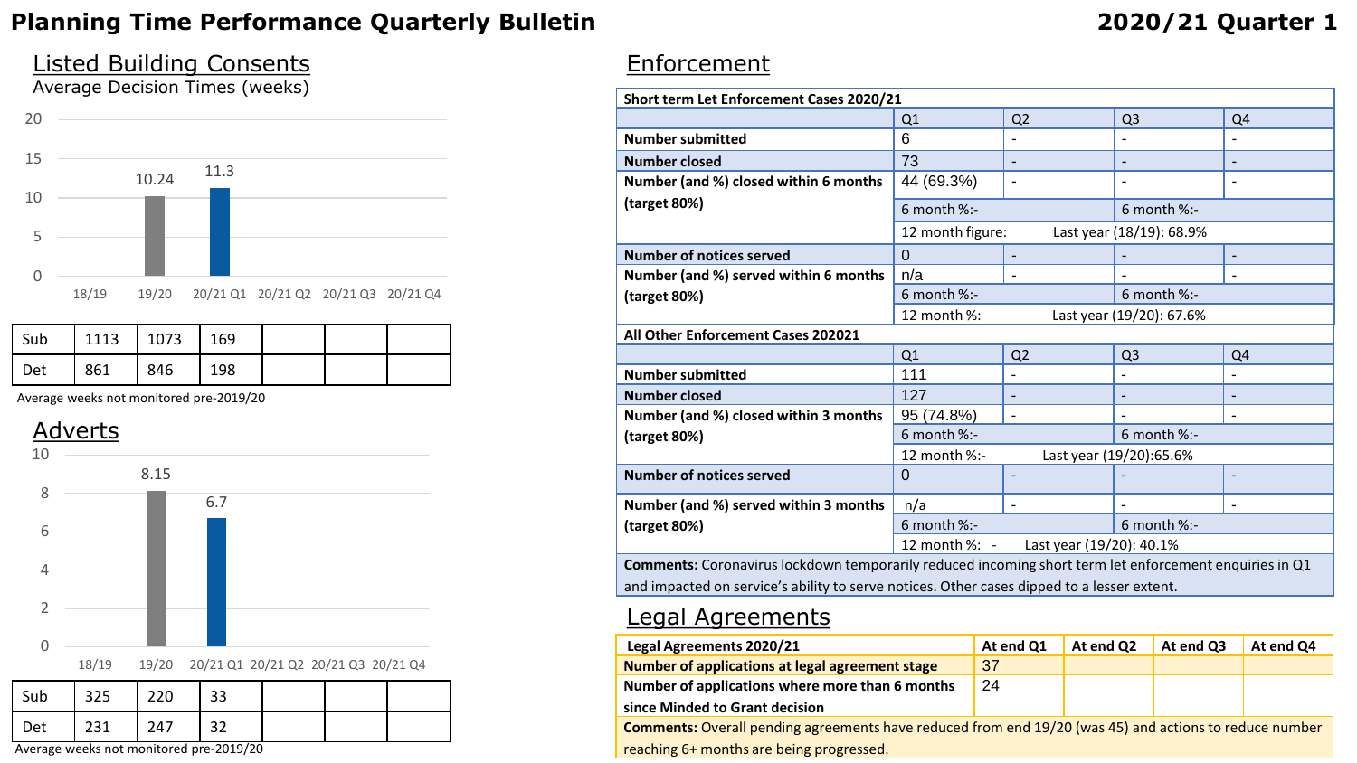# Planning Time Performance Quarterly Bulletin

**2020/21 Quarter 1**

## Listed Building Consents

Average Decision Times (weeks)

20
15
10
5
0

10.24
11.3

18/19 19/20 20/21 Q1 20/21 Q2 20/21 Q3 20/21 Q4

| | | | | | | |
|---|---|---|---|---|---|---|
| Sub | 1113 | 1073 | 169 | | | |
| Det | 861 | 846 | 198 | | | |

Average weeks not monitored pre-2019/20

## Adverts

10
8
6
4
2
0

8.15
6.7

18/19 19/20 20/21 Q1 20/21 Q2 20/21 Q3 20/21 Q4

| | | | | | | |
|---|---|---|---|---|---|---|
| Sub | 325 | 220 | 33 | | | |
| Det | 231 | 247 | 32 | | | |

Average weeks not monitored pre-2019/20

## Enforcement

| **Short term Let Enforcement Cases 2020/21** | | | | |
|---|---|---|---|---|
| | Q1 | Q2 | Q3 | Q4 |
| **Number submitted** | 6 | - | - | - |
| **Number closed** | 73 | - | - | - |
| **Number (and %) closed within 6 months (target 80%)** | 44 (69.3%) | - | - | - |
| | 6 month %:- | | 6 month %:- | |
| | 12 month figure: | Last year (18/19): 68.9% | | |
| **Number of notices served** | 0 | - | - | - |
| **Number (and %) served within 6 months (target 80%)** | n/a | - | - | - |
| | 6 month %:- | | 6 month %:- | |
| | 12 month %: | Last year (19/20): 67.6% | | |
| **All Other Enforcement Cases 202021** | | | | |
| | Q1 | Q2 | Q3 | Q4 |
| **Number submitted** | 111 | - | - | - |
| **Number closed** | 127 | - | - | - |
| **Number (and %) closed within 3 months (target 80%)** | 95 (74.8%) | - | - | - |
| | 6 month %:- | | 6 month %:- | |
| | 12 month %:- | Last year (19/20):65.6% | | |
| **Number of notices served** | 0 | - | - | - |
| **Number (and %) served within 3 months (target 80%)** | n/a | - | - | - |
| | 6 month %:- | | 6 month %:- | |
| | 12 month %: - | Last year (19/20): 40.1% | | |

**Comments:** Coronavirus lockdown temporarily reduced incoming short term let enforcement enquiries in Q1 and impacted on service's ability to serve notices. Other cases dipped to a lesser extent.

## Legal Agreements

| **Legal Agreements 2020/21** | **At end Q1** | **At end Q2** | **At end Q3** | **At end Q4** |
|---|---|---|---|---|
| **Number of applications at legal agreement stage** | 37 | | | |
| **Number of applications where more than 6 months since Minded to Grant decision** | 24 | | | |

**Comments:** Overall pending agreements have reduced from end 19/20 (was 45) and actions to reduce number reaching 6+ months are being progressed.